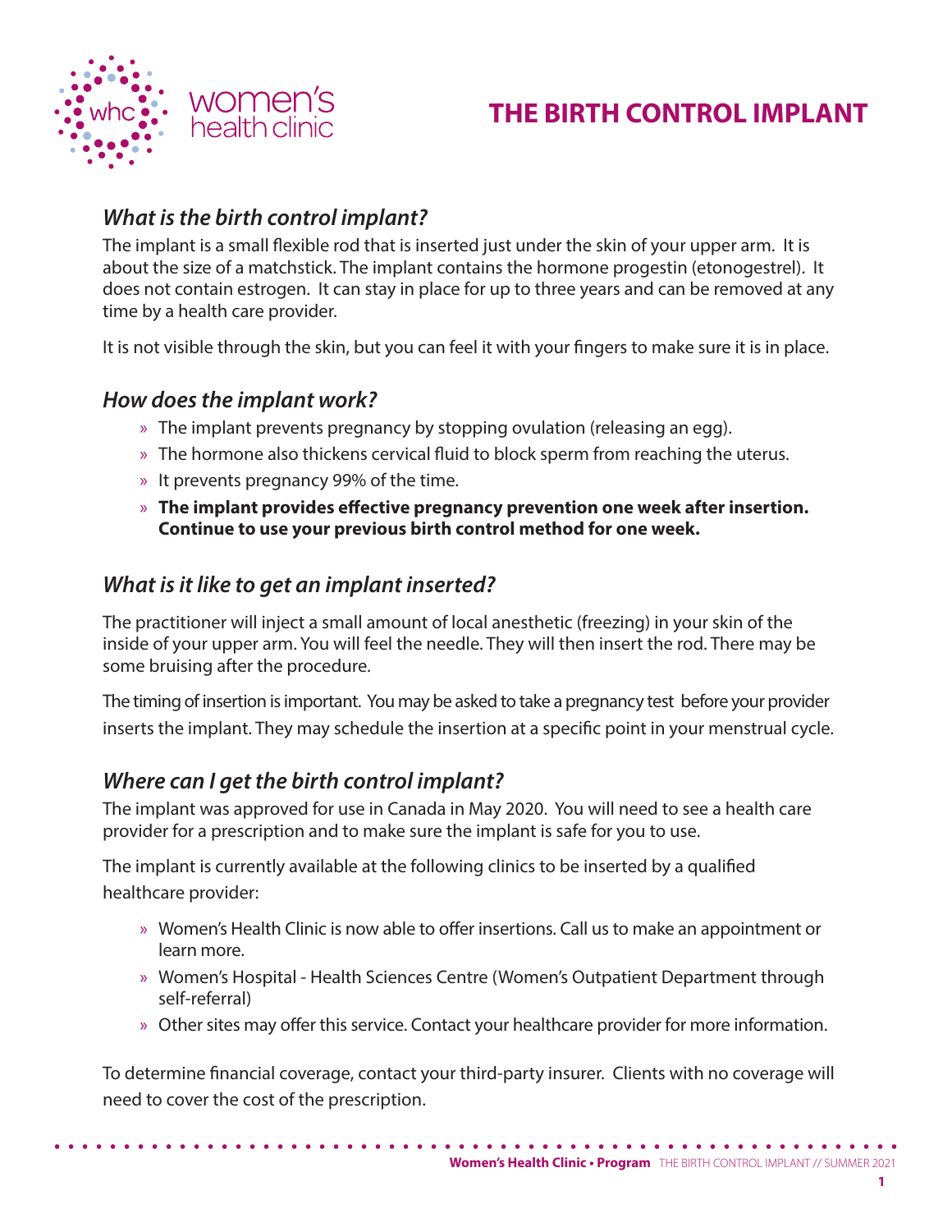# THE BIRTH CONTROL IMPLANT

## *What is the birth control implant?*

The implant is a small flexible rod that is inserted just under the skin of your upper arm. It is about the size of a matchstick. The implant contains the hormone progestin (etonogestrel). It does not contain estrogen. It can stay in place for up to three years and can be removed at any time by a health care provider.

It is not visible through the skin, but you can feel it with your fingers to make sure it is in place.

## *How does the implant work?*

- The implant prevents pregnancy by stopping ovulation (releasing an egg).
- The hormone also thickens cervical fluid to block sperm from reaching the uterus.
- It prevents pregnancy 99% of the time.
- **The implant provides effective pregnancy prevention one week after insertion. Continue to use your previous birth control method for one week.**

## *What is it like to get an implant inserted?*

The practitioner will inject a small amount of local anesthetic (freezing) in your skin of the inside of your upper arm. You will feel the needle. They will then insert the rod. There may be some bruising after the procedure.

The timing of insertion is important. You may be asked to take a pregnancy test before your provider inserts the implant. They may schedule the insertion at a specific point in your menstrual cycle.

## *Where can I get the birth control implant?*

The implant was approved for use in Canada in May 2020. You will need to see a health care provider for a prescription and to make sure the implant is safe for you to use.

The implant is currently available at the following clinics to be inserted by a qualified healthcare provider:

- Women's Health Clinic is now able to offer insertions. Call us to make an appointment or learn more.
- Women's Hospital - Health Sciences Centre (Women's Outpatient Department through self-referral)
- Other sites may offer this service. Contact your healthcare provider for more information.

To determine financial coverage, contact your third-party insurer. Clients with no coverage will need to cover the cost of the prescription.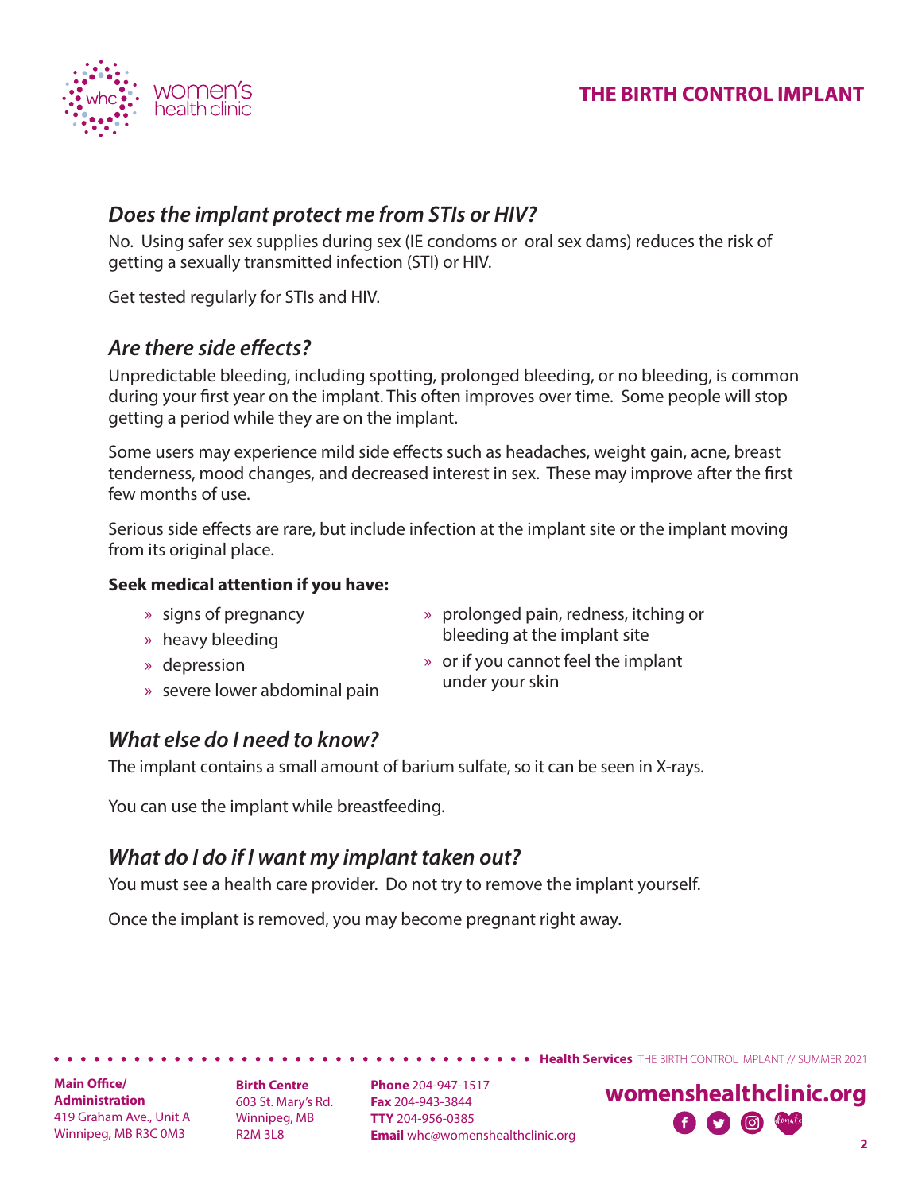## *Does the implant protect me from STIs or HIV?*

No. Using safer sex supplies during sex (IE condoms or oral sex dams) reduces the risk of getting a sexually transmitted infection (STI) or HIV.

Get tested regularly for STIs and HIV.

## *Are there side effects?*

Unpredictable bleeding, including spotting, prolonged bleeding, or no bleeding, is common during your first year on the implant. This often improves over time. Some people will stop getting a period while they are on the implant.

Some users may experience mild side effects such as headaches, weight gain, acne, breast tenderness, mood changes, and decreased interest in sex. These may improve after the first few months of use.

Serious side effects are rare, but include infection at the implant site or the implant moving from its original place.

**Seek medical attention if you have:**

- signs of pregnancy
- heavy bleeding
- depression
- severe lower abdominal pain
- prolonged pain, redness, itching or bleeding at the implant site
- or if you cannot feel the implant under your skin

## *What else do I need to know?*

The implant contains a small amount of barium sulfate, so it can be seen in X-rays.

You can use the implant while breastfeeding.

## *What do I do if I want my implant taken out?*

You must see a health care provider. Do not try to remove the implant yourself.

Once the implant is removed, you may become pregnant right away.

**Main Office/ Administration**
419 Graham Ave., Unit A
Winnipeg, MB R3C 0M3

**Birth Centre**
603 St. Mary's Rd.
Winnipeg, MB
R2M 3L8

**Phone** 204-947-1517
**Fax** 204-943-3844
**TTY** 204-956-0385
**Email** whc@womenshealthclinic.org

**womenshealthclinic.org**